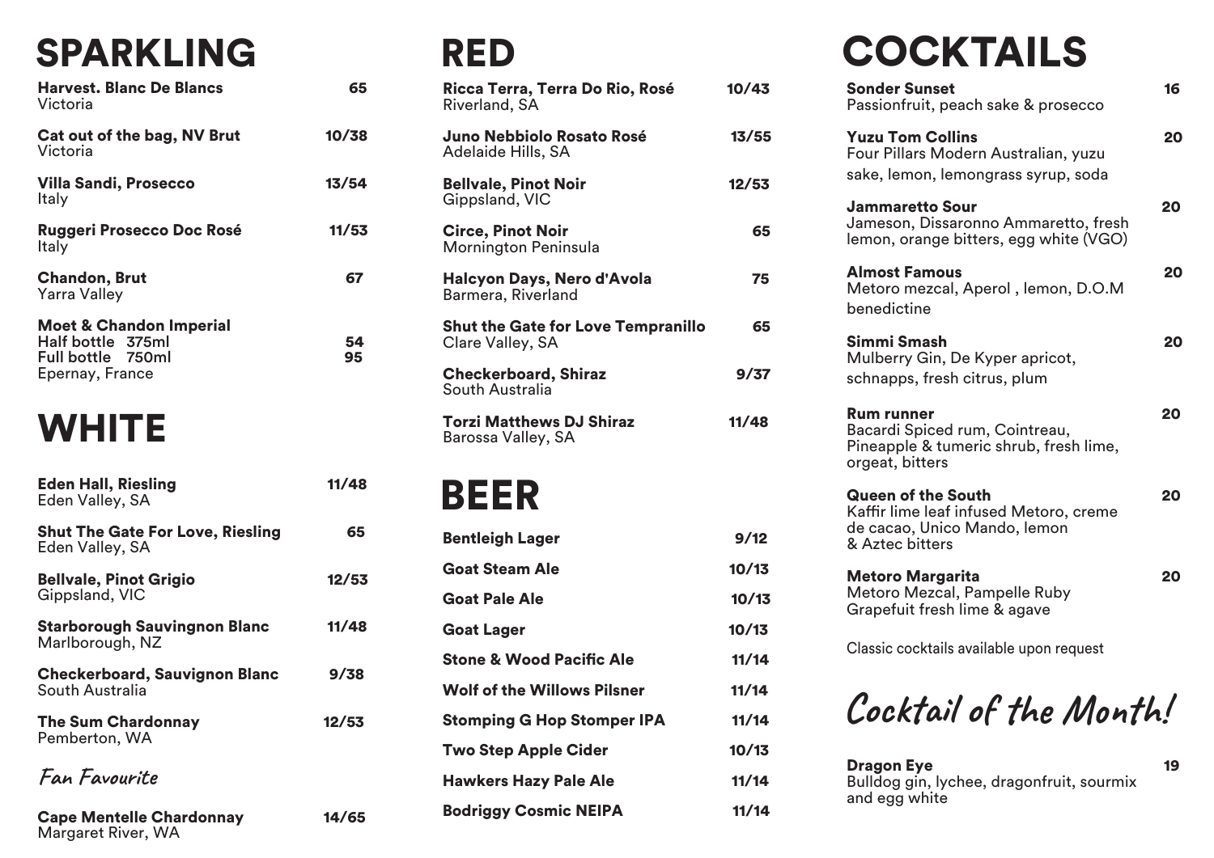# SPARKLING

**Harvest. Blanc De Blancs** — 65
Victoria

**Cat out of the bag, NV Brut** — 10/38
Victoria

**Villa Sandi, Prosecco** — 13/54
Italy

**Ruggeri Prosecco Doc Rosé** — 11/53
Italy

**Chandon, Brut** — 67
Yarra Valley

**Moet & Chandon Imperial**
**Half bottle 375ml** — 54
**Full bottle 750ml** — 95
Epernay, France

# WHITE

**Eden Hall, Riesling** — 11/48
Eden Valley, SA

**Shut The Gate For Love, Riesling** — 65
Eden Valley, SA

**Bellvale, Pinot Grigio** — 12/53
Gippsland, VIC

**Starborough Sauvingnon Blanc** — 11/48
Marlborough, NZ

**Checkerboard, Sauvignon Blanc** — 9/38
South Australia

**The Sum Chardonnay** — 12/53
Pemberton, WA

*Fan Favourite*

**Cape Mentelle Chardonnay** — 14/65
Margaret River, WA

# RED

**Ricca Terra, Terra Do Rio, Rosé** — 10/43
Riverland, SA

**Juno Nebbiolo Rosato Rosé** — 13/55
Adelaide Hills, SA

**Bellvale, Pinot Noir** — 12/53
Gippsland, VIC

**Circe, Pinot Noir** — 65
Mornington Peninsula

**Halcyon Days, Nero d'Avola** — 75
Barmera, Riverland

**Shut the Gate for Love Tempranillo** — 65
Clare Valley, SA

**Checkerboard, Shiraz** — 9/37
South Australia

**Torzi Matthews DJ Shiraz** — 11/48
Barossa Valley, SA

# BEER

| Beer | Price |
|---|---|
| **Bentleigh Lager** | 9/12 |
| **Goat Steam Ale** | 10/13 |
| **Goat Pale Ale** | 10/13 |
| **Goat Lager** | 10/13 |
| **Stone & Wood Pacific Ale** | 11/14 |
| **Wolf of the Willows Pilsner** | 11/14 |
| **Stomping G Hop Stomper IPA** | 11/14 |
| **Two Step Apple Cider** | 10/13 |
| **Hawkers Hazy Pale Ale** | 11/14 |
| **Bodriggy Cosmic NEIPA** | 11/14 |

# COCKTAILS

**Sonder Sunset** — 16
Passionfruit, peach sake & prosecco

**Yuzu Tom Collins** — 20
Four Pillars Modern Australian, yuzu sake, lemon, lemongrass syrup, soda

**Jammaretto Sour** — 20
Jameson, Dissaronno Ammaretto, fresh lemon, orange bitters, egg white (VGO)

**Almost Famous** — 20
Metoro mezcal, Aperol , lemon, D.O.M benedictine

**Simmi Smash** — 20
Mulberry Gin, De Kyper apricot, schnapps, fresh citrus, plum

**Rum runner** — 20
Bacardi Spiced rum, Cointreau, Pineapple & tumeric shrub, fresh lime, orgeat, bitters

**Queen of the South** — 20
Kaffir lime leaf infused Metoro, creme de cacao, Unico Mando, lemon & Aztec bitters

**Metoro Margarita** — 20
Metoro Mezcal, Pampelle Ruby Grapefuit fresh lime & agave

Classic cocktails available upon request

## *Cocktail of the Month!*

**Dragon Eye** — 19
Bulldog gin, lychee, dragonfruit, sourmix and egg white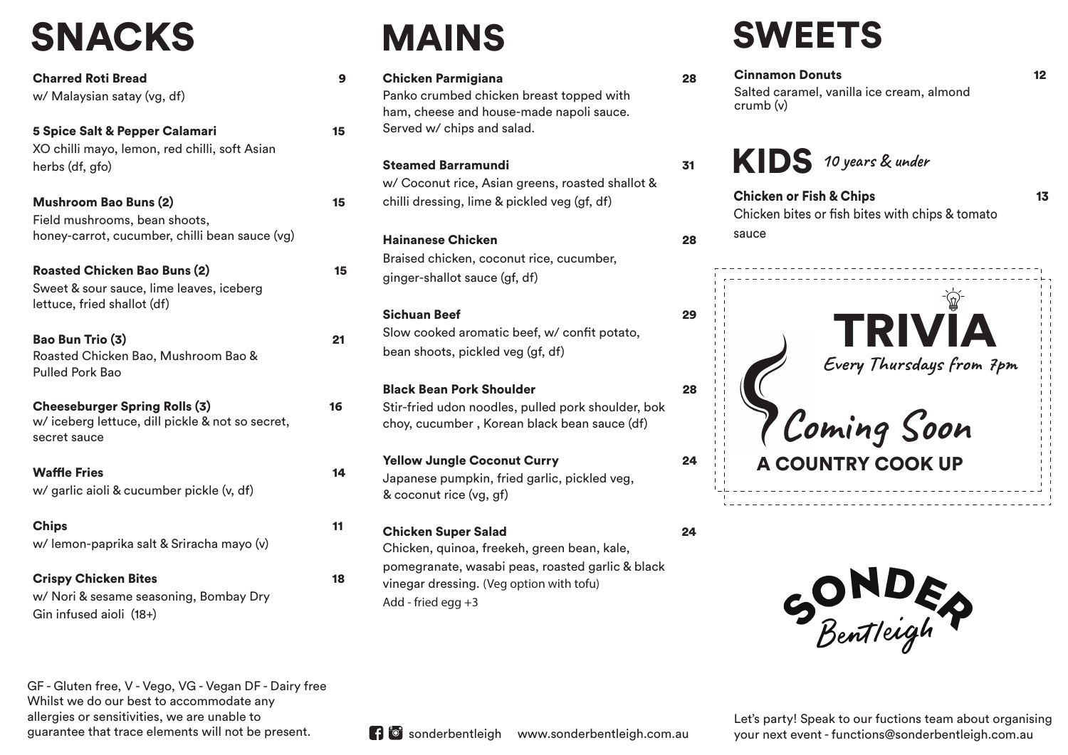# SNACKS

**Charred Roti Bread** 9
w/ Malaysian satay (vg, df)

**5 Spice Salt & Pepper Calamari** 15
XO chilli mayo, lemon, red chilli, soft Asian herbs (df, gfo)

**Mushroom Bao Buns (2)** 15
Field mushrooms, bean shoots, honey-carrot, cucumber, chilli bean sauce (vg)

**Roasted Chicken Bao Buns (2)** 15
Sweet & sour sauce, lime leaves, iceberg lettuce, fried shallot (df)

**Bao Bun Trio (3)** 21
Roasted Chicken Bao, Mushroom Bao & Pulled Pork Bao

**Cheeseburger Spring Rolls (3)** 16
w/ iceberg lettuce, dill pickle & not so secret, secret sauce

**Waffle Fries** 14
w/ garlic aioli & cucumber pickle (v, df)

**Chips** 11
w/ lemon-paprika salt & Sriracha mayo (v)

**Crispy Chicken Bites** 18
w/ Nori & sesame seasoning, Bombay Dry Gin infused aioli (18+)

GF - Gluten free, V - Vego, VG - Vegan DF - Dairy free
Whilst we do our best to accommodate any allergies or sensitivities, we are unable to guarantee that trace elements will not be present.

# MAINS

**Chicken Parmigiana** 28
Panko crumbed chicken breast topped with ham, cheese and house-made napoli sauce. Served w/ chips and salad.

**Steamed Barramundi** 31
w/ Coconut rice, Asian greens, roasted shallot & chilli dressing, lime & pickled veg (gf, df)

**Hainanese Chicken** 28
Braised chicken, coconut rice, cucumber, ginger-shallot sauce (gf, df)

**Sichuan Beef** 29
Slow cooked aromatic beef, w/ confit potato, bean shoots, pickled veg (gf, df)

**Black Bean Pork Shoulder** 28
Stir-fried udon noodles, pulled pork shoulder, bok choy, cucumber , Korean black bean sauce (df)

**Yellow Jungle Coconut Curry** 24
Japanese pumpkin, fried garlic, pickled veg, & coconut rice (vg, gf)

**Chicken Super Salad** 24
Chicken, quinoa, freekeh, green bean, kale, pomegranate, wasabi peas, roasted garlic & black vinegar dressing. (Veg option with tofu)
Add - fried egg +3

sonderbentleigh www.sonderbentleigh.com.au

# SWEETS

**Cinnamon Donuts** 12
Salted caramel, vanilla ice cream, almond crumb (v)

# KIDS *10 years & under*

**Chicken or Fish & Chips** 13
Chicken bites or fish bites with chips & tomato sauce

**TRIVIA**
*Every Thursdays from 7pm*

*Coming Soon*
**A COUNTRY COOK UP**

SONDER Bentleigh

Let's party! Speak to our fuctions team about organising your next event - functions@sonderbentleigh.com.au